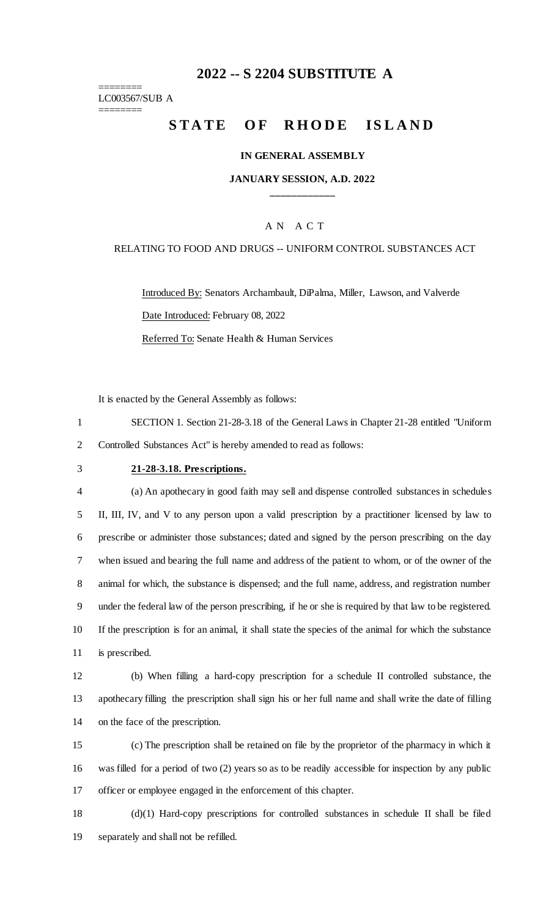# 2022 -- S 2204 SUBSTITUTE A

========
LC003567/SUB A
========

## STATE OF RHODE ISLAND

### IN GENERAL ASSEMBLY

### JANUARY SESSION, A.D. 2022

____________

A N A C T

RELATING TO FOOD AND DRUGS -- UNIFORM CONTROL SUBSTANCES ACT

Introduced By: Senators Archambault, DiPalma, Miller, Lawson, and Valverde

Date Introduced: February 08, 2022

Referred To: Senate Health & Human Services

It is enacted by the General Assembly as follows:

1 SECTION 1. Section 21-28-3.18 of the General Laws in Chapter 21-28 entitled "Uniform
2 Controlled Substances Act" is hereby amended to read as follows:

3 **21-28-3.18. Prescriptions.**

4 (a) An apothecary in good faith may sell and dispense controlled substances in schedules
5 II, III, IV, and V to any person upon a valid prescription by a practitioner licensed by law to
6 prescribe or administer those substances; dated and signed by the person prescribing on the day
7 when issued and bearing the full name and address of the patient to whom, or of the owner of the
8 animal for which, the substance is dispensed; and the full name, address, and registration number
9 under the federal law of the person prescribing, if he or she is required by that law to be registered.
10 If the prescription is for an animal, it shall state the species of the animal for which the substance
11 is prescribed.

12 (b) When filling a hard-copy prescription for a schedule II controlled substance, the
13 apothecary filling the prescription shall sign his or her full name and shall write the date of filling
14 on the face of the prescription.

15 (c) The prescription shall be retained on file by the proprietor of the pharmacy in which it
16 was filled for a period of two (2) years so as to be readily accessible for inspection by any public
17 officer or employee engaged in the enforcement of this chapter.

18 (d)(1) Hard-copy prescriptions for controlled substances in schedule II shall be filed
19 separately and shall not be refilled.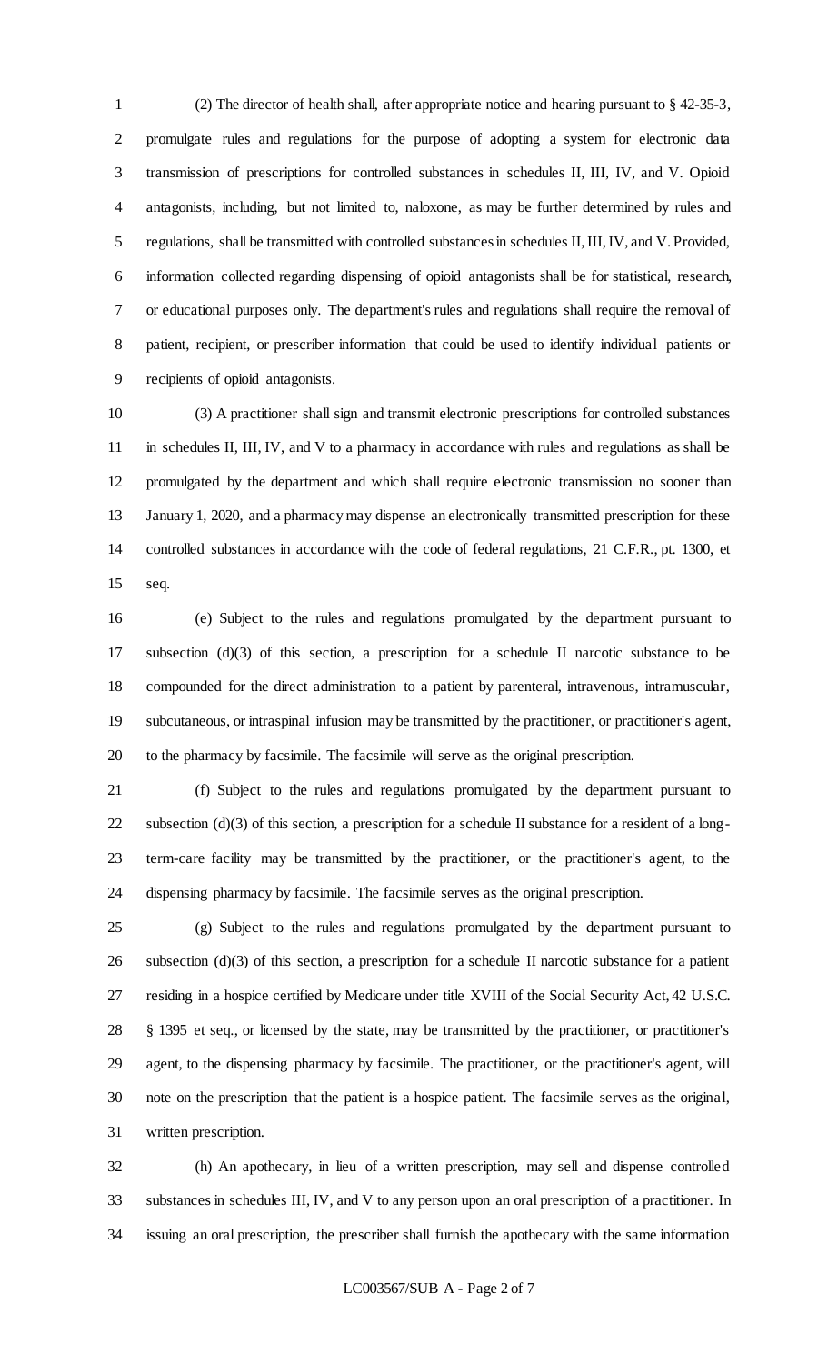(2) The director of health shall, after appropriate notice and hearing pursuant to § 42-35-3, promulgate rules and regulations for the purpose of adopting a system for electronic data transmission of prescriptions for controlled substances in schedules II, III, IV, and V. Opioid antagonists, including, but not limited to, naloxone, as may be further determined by rules and regulations, shall be transmitted with controlled substances in schedules II, III, IV, and V. Provided, information collected regarding dispensing of opioid antagonists shall be for statistical, research, or educational purposes only. The department's rules and regulations shall require the removal of patient, recipient, or prescriber information that could be used to identify individual patients or recipients of opioid antagonists.

(3) A practitioner shall sign and transmit electronic prescriptions for controlled substances in schedules II, III, IV, and V to a pharmacy in accordance with rules and regulations as shall be promulgated by the department and which shall require electronic transmission no sooner than January 1, 2020, and a pharmacy may dispense an electronically transmitted prescription for these controlled substances in accordance with the code of federal regulations, 21 C.F.R., pt. 1300, et seq.

(e) Subject to the rules and regulations promulgated by the department pursuant to subsection (d)(3) of this section, a prescription for a schedule II narcotic substance to be compounded for the direct administration to a patient by parenteral, intravenous, intramuscular, subcutaneous, or intraspinal infusion may be transmitted by the practitioner, or practitioner's agent, to the pharmacy by facsimile. The facsimile will serve as the original prescription.

(f) Subject to the rules and regulations promulgated by the department pursuant to subsection (d)(3) of this section, a prescription for a schedule II substance for a resident of a long-term-care facility may be transmitted by the practitioner, or the practitioner's agent, to the dispensing pharmacy by facsimile. The facsimile serves as the original prescription.

(g) Subject to the rules and regulations promulgated by the department pursuant to subsection (d)(3) of this section, a prescription for a schedule II narcotic substance for a patient residing in a hospice certified by Medicare under title XVIII of the Social Security Act, 42 U.S.C. § 1395 et seq., or licensed by the state, may be transmitted by the practitioner, or practitioner's agent, to the dispensing pharmacy by facsimile. The practitioner, or the practitioner's agent, will note on the prescription that the patient is a hospice patient. The facsimile serves as the original, written prescription.

(h) An apothecary, in lieu of a written prescription, may sell and dispense controlled substances in schedules III, IV, and V to any person upon an oral prescription of a practitioner. In issuing an oral prescription, the prescriber shall furnish the apothecary with the same information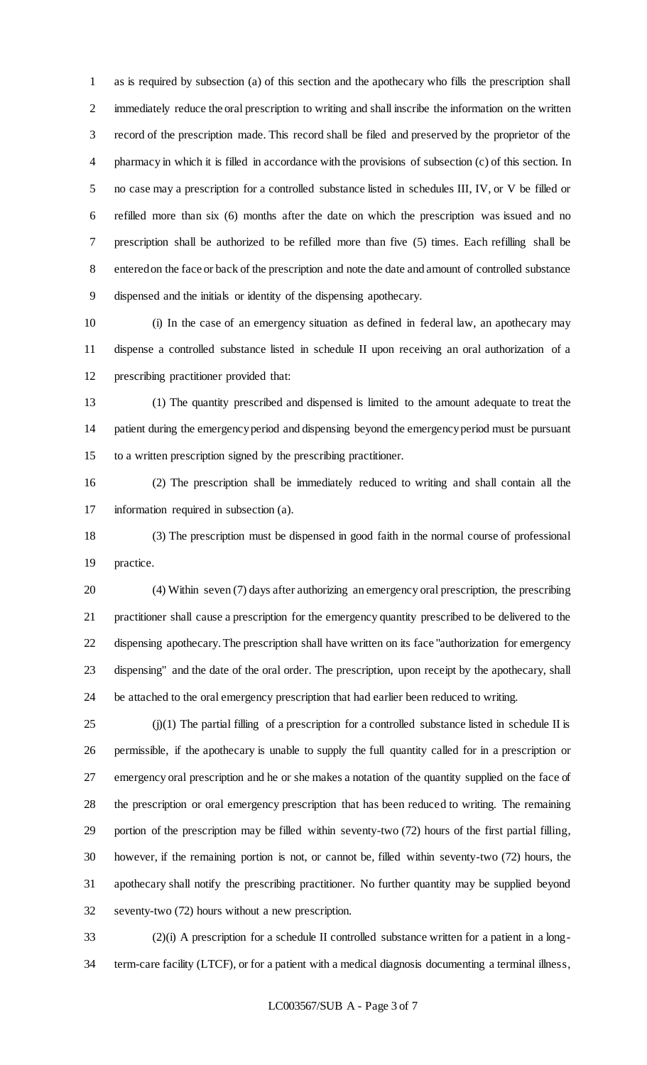as is required by subsection (a) of this section and the apothecary who fills the prescription shall immediately reduce the oral prescription to writing and shall inscribe the information on the written record of the prescription made. This record shall be filed and preserved by the proprietor of the pharmacy in which it is filled in accordance with the provisions of subsection (c) of this section. In no case may a prescription for a controlled substance listed in schedules III, IV, or V be filled or refilled more than six (6) months after the date on which the prescription was issued and no prescription shall be authorized to be refilled more than five (5) times. Each refilling shall be entered on the face or back of the prescription and note the date and amount of controlled substance dispensed and the initials or identity of the dispensing apothecary.

(i) In the case of an emergency situation as defined in federal law, an apothecary may dispense a controlled substance listed in schedule II upon receiving an oral authorization of a prescribing practitioner provided that:

(1) The quantity prescribed and dispensed is limited to the amount adequate to treat the patient during the emergency period and dispensing beyond the emergency period must be pursuant to a written prescription signed by the prescribing practitioner.

(2) The prescription shall be immediately reduced to writing and shall contain all the information required in subsection (a).

(3) The prescription must be dispensed in good faith in the normal course of professional practice.

(4) Within seven (7) days after authorizing an emergency oral prescription, the prescribing practitioner shall cause a prescription for the emergency quantity prescribed to be delivered to the dispensing apothecary. The prescription shall have written on its face "authorization for emergency dispensing" and the date of the oral order. The prescription, upon receipt by the apothecary, shall be attached to the oral emergency prescription that had earlier been reduced to writing.

(j)(1) The partial filling of a prescription for a controlled substance listed in schedule II is permissible, if the apothecary is unable to supply the full quantity called for in a prescription or emergency oral prescription and he or she makes a notation of the quantity supplied on the face of the prescription or oral emergency prescription that has been reduced to writing. The remaining portion of the prescription may be filled within seventy-two (72) hours of the first partial filling, however, if the remaining portion is not, or cannot be, filled within seventy-two (72) hours, the apothecary shall notify the prescribing practitioner. No further quantity may be supplied beyond seventy-two (72) hours without a new prescription.

(2)(i) A prescription for a schedule II controlled substance written for a patient in a long-term-care facility (LTCF), or for a patient with a medical diagnosis documenting a terminal illness,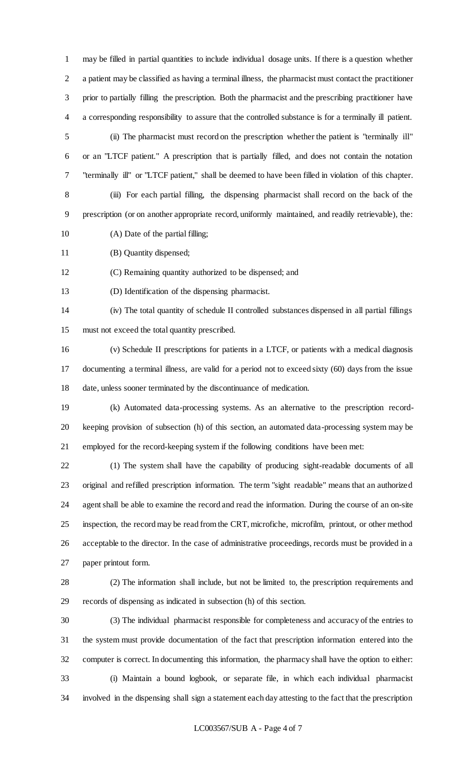may be filled in partial quantities to include individual dosage units. If there is a question whether a patient may be classified as having a terminal illness, the pharmacist must contact the practitioner prior to partially filling the prescription. Both the pharmacist and the prescribing practitioner have a corresponding responsibility to assure that the controlled substance is for a terminally ill patient.

(ii) The pharmacist must record on the prescription whether the patient is "terminally ill" or an "LTCF patient." A prescription that is partially filled, and does not contain the notation "terminally ill" or "LTCF patient," shall be deemed to have been filled in violation of this chapter.

(iii) For each partial filling, the dispensing pharmacist shall record on the back of the prescription (or on another appropriate record, uniformly maintained, and readily retrievable), the:

(A) Date of the partial filling;

(B) Quantity dispensed;

(C) Remaining quantity authorized to be dispensed; and

(D) Identification of the dispensing pharmacist.

(iv) The total quantity of schedule II controlled substances dispensed in all partial fillings must not exceed the total quantity prescribed.

(v) Schedule II prescriptions for patients in a LTCF, or patients with a medical diagnosis documenting a terminal illness, are valid for a period not to exceed sixty (60) days from the issue date, unless sooner terminated by the discontinuance of medication.

(k) Automated data-processing systems. As an alternative to the prescription record-keeping provision of subsection (h) of this section, an automated data-processing system may be employed for the record-keeping system if the following conditions have been met:

(1) The system shall have the capability of producing sight-readable documents of all original and refilled prescription information. The term "sight readable" means that an authorized agent shall be able to examine the record and read the information. During the course of an on-site inspection, the record may be read from the CRT, microfiche, microfilm, printout, or other method acceptable to the director. In the case of administrative proceedings, records must be provided in a paper printout form.

(2) The information shall include, but not be limited to, the prescription requirements and records of dispensing as indicated in subsection (h) of this section.

(3) The individual pharmacist responsible for completeness and accuracy of the entries to the system must provide documentation of the fact that prescription information entered into the computer is correct. In documenting this information, the pharmacy shall have the option to either:

(i) Maintain a bound logbook, or separate file, in which each individual pharmacist involved in the dispensing shall sign a statement each day attesting to the fact that the prescription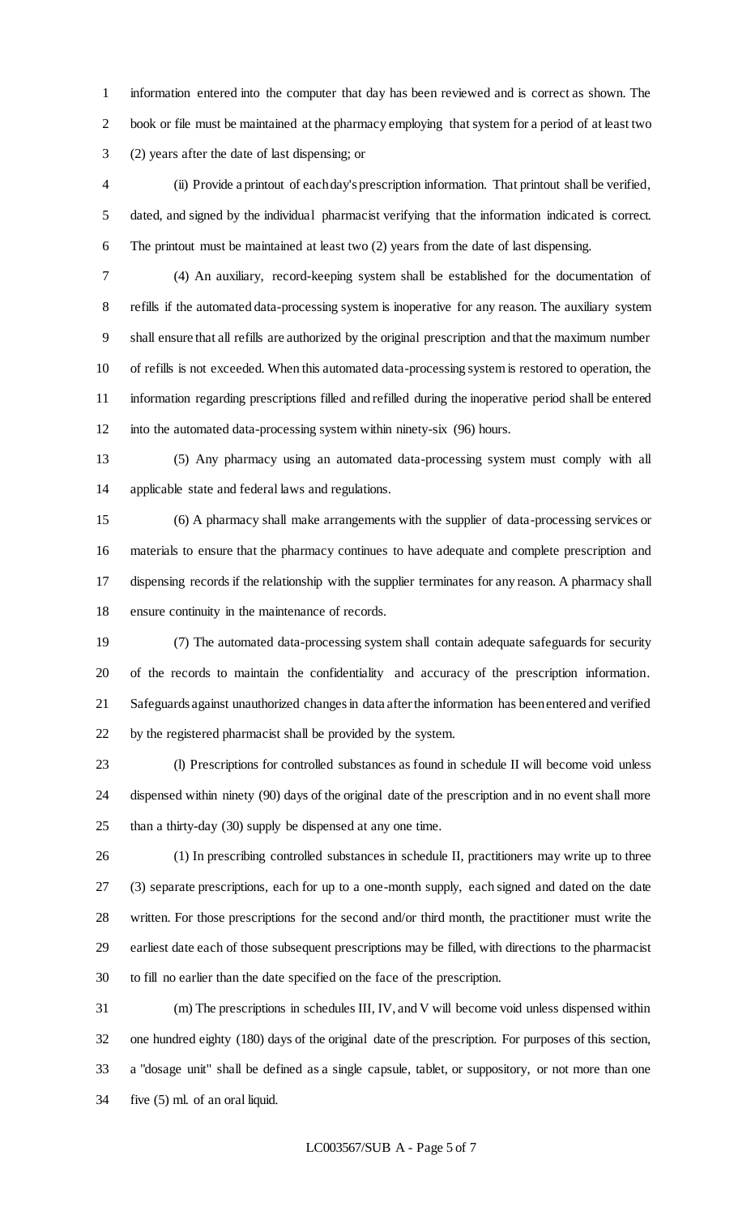information entered into the computer that day has been reviewed and is correct as shown. The book or file must be maintained at the pharmacy employing that system for a period of at least two (2) years after the date of last dispensing; or

(ii) Provide a printout of each day's prescription information. That printout shall be verified, dated, and signed by the individual pharmacist verifying that the information indicated is correct. The printout must be maintained at least two (2) years from the date of last dispensing.

(4) An auxiliary, record-keeping system shall be established for the documentation of refills if the automated data-processing system is inoperative for any reason. The auxiliary system shall ensure that all refills are authorized by the original prescription and that the maximum number of refills is not exceeded. When this automated data-processing system is restored to operation, the information regarding prescriptions filled and refilled during the inoperative period shall be entered into the automated data-processing system within ninety-six (96) hours.

(5) Any pharmacy using an automated data-processing system must comply with all applicable state and federal laws and regulations.

(6) A pharmacy shall make arrangements with the supplier of data-processing services or materials to ensure that the pharmacy continues to have adequate and complete prescription and dispensing records if the relationship with the supplier terminates for any reason. A pharmacy shall ensure continuity in the maintenance of records.

(7) The automated data-processing system shall contain adequate safeguards for security of the records to maintain the confidentiality and accuracy of the prescription information. Safeguards against unauthorized changes in data after the information has been entered and verified by the registered pharmacist shall be provided by the system.

(l) Prescriptions for controlled substances as found in schedule II will become void unless dispensed within ninety (90) days of the original date of the prescription and in no event shall more than a thirty-day (30) supply be dispensed at any one time.

(1) In prescribing controlled substances in schedule II, practitioners may write up to three (3) separate prescriptions, each for up to a one-month supply, each signed and dated on the date written. For those prescriptions for the second and/or third month, the practitioner must write the earliest date each of those subsequent prescriptions may be filled, with directions to the pharmacist to fill no earlier than the date specified on the face of the prescription.

(m) The prescriptions in schedules III, IV, and V will become void unless dispensed within one hundred eighty (180) days of the original date of the prescription. For purposes of this section, a "dosage unit" shall be defined as a single capsule, tablet, or suppository, or not more than one five (5) ml. of an oral liquid.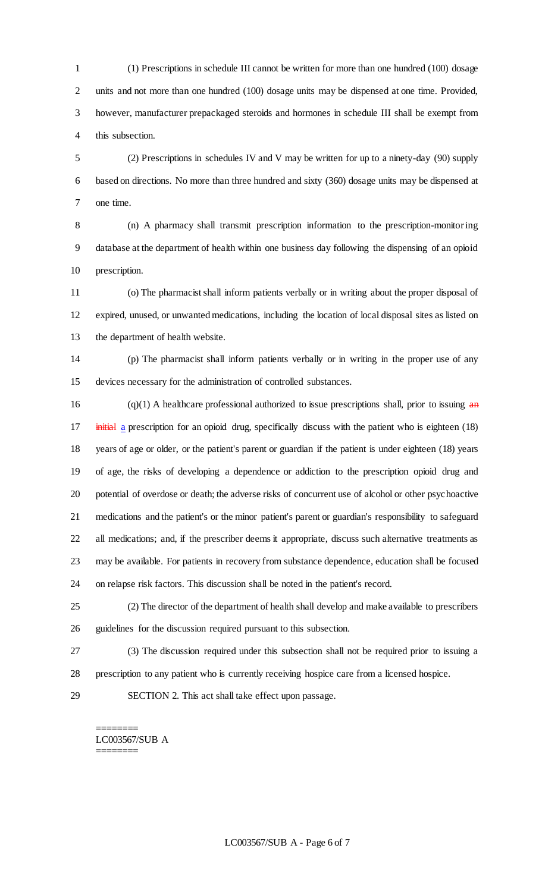(1) Prescriptions in schedule III cannot be written for more than one hundred (100) dosage units and not more than one hundred (100) dosage units may be dispensed at one time. Provided, however, manufacturer prepackaged steroids and hormones in schedule III shall be exempt from this subsection.

(2) Prescriptions in schedules IV and V may be written for up to a ninety-day (90) supply based on directions. No more than three hundred and sixty (360) dosage units may be dispensed at one time.

(n) A pharmacy shall transmit prescription information to the prescription-monitoring database at the department of health within one business day following the dispensing of an opioid prescription.

(o) The pharmacist shall inform patients verbally or in writing about the proper disposal of expired, unused, or unwanted medications, including the location of local disposal sites as listed on the department of health website.

(p) The pharmacist shall inform patients verbally or in writing in the proper use of any devices necessary for the administration of controlled substances.

(q)(1) A healthcare professional authorized to issue prescriptions shall, prior to issuing ~~an initial~~ a prescription for an opioid drug, specifically discuss with the patient who is eighteen (18) years of age or older, or the patient's parent or guardian if the patient is under eighteen (18) years of age, the risks of developing a dependence or addiction to the prescription opioid drug and potential of overdose or death; the adverse risks of concurrent use of alcohol or other psychoactive medications and the patient's or the minor patient's parent or guardian's responsibility to safeguard all medications; and, if the prescriber deems it appropriate, discuss such alternative treatments as may be available. For patients in recovery from substance dependence, education shall be focused on relapse risk factors. This discussion shall be noted in the patient's record.

(2) The director of the department of health shall develop and make available to prescribers guidelines for the discussion required pursuant to this subsection.

(3) The discussion required under this subsection shall not be required prior to issuing a prescription to any patient who is currently receiving hospice care from a licensed hospice.

SECTION 2. This act shall take effect upon passage.

========
LC003567/SUB A
========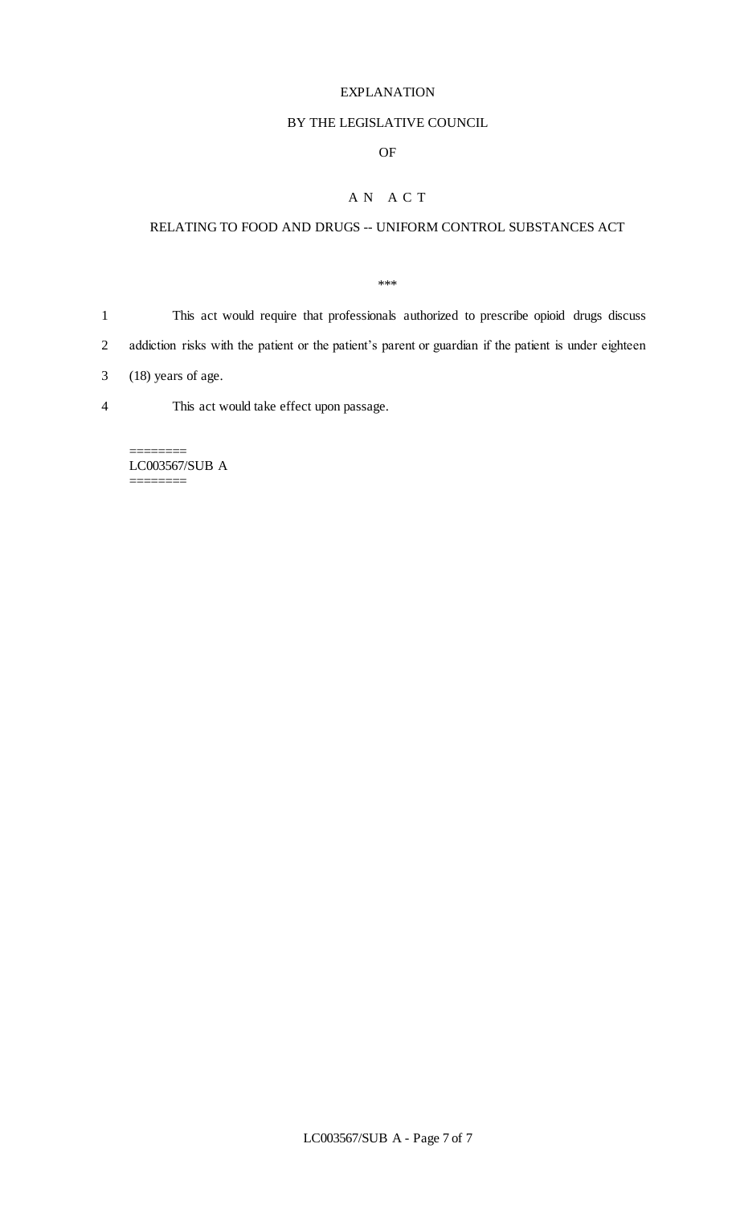EXPLANATION

BY THE LEGISLATIVE COUNCIL

OF

A N A C T

RELATING TO FOOD AND DRUGS -- UNIFORM CONTROL SUBSTANCES ACT

\*\*\*

1 This act would require that professionals authorized to prescribe opioid drugs discuss
2 addiction risks with the patient or the patient's parent or guardian if the patient is under eighteen
3 (18) years of age.

4 This act would take effect upon passage.

========
LC003567/SUB A
========